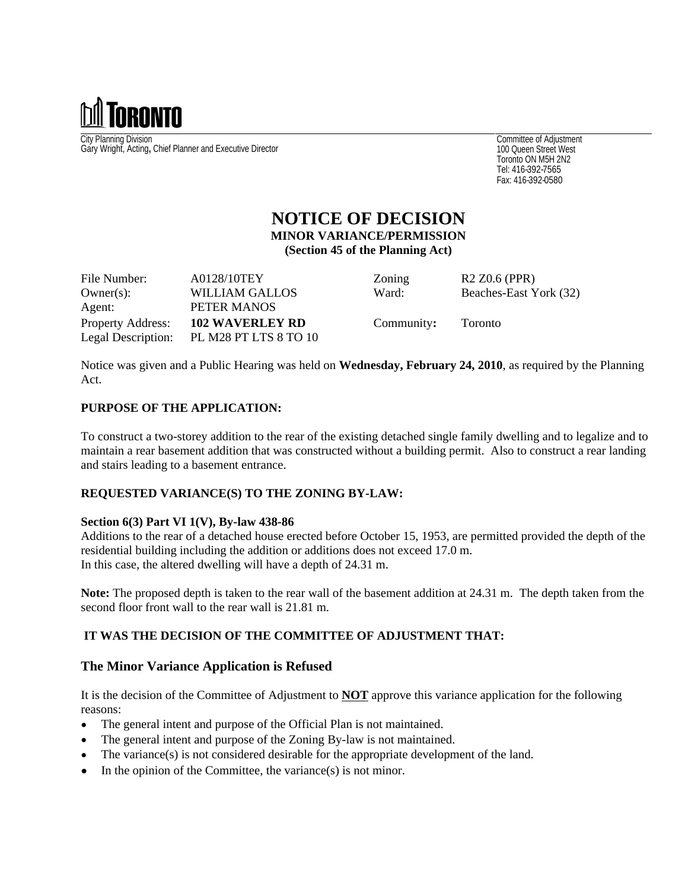TORONTO

City Planning Division
Gary Wright, Acting, Chief Planner and Executive Director

Committee of Adjustment
100 Queen Street West
Toronto ON M5H 2N2
Tel: 416-392-7565
Fax: 416-392-0580

# NOTICE OF DECISION

**MINOR VARIANCE/PERMISSION**
**(Section 45 of the Planning Act)**

| | | | |
|---|---|---|---|
| File Number: | A0128/10TEY | Zoning | R2 Z0.6 (PPR) |
| Owner(s): | WILLIAM GALLOS | Ward: | Beaches-East York (32) |
| Agent: | PETER MANOS | | |
| Property Address: | **102 WAVERLEY RD** | Community**:** | Toronto |
| Legal Description: | PL M28 PT LTS 8 TO 10 | | |

Notice was given and a Public Hearing was held on **Wednesday, February 24, 2010**, as required by the Planning Act.

**PURPOSE OF THE APPLICATION:**

To construct a two-storey addition to the rear of the existing detached single family dwelling and to legalize and to maintain a rear basement addition that was constructed without a building permit. Also to construct a rear landing and stairs leading to a basement entrance.

**REQUESTED VARIANCE(S) TO THE ZONING BY-LAW:**

**Section 6(3) Part VI 1(V), By-law 438-86**
Additions to the rear of a detached house erected before October 15, 1953, are permitted provided the depth of the residential building including the addition or additions does not exceed 17.0 m.
In this case, the altered dwelling will have a depth of 24.31 m.

**Note:** The proposed depth is taken to the rear wall of the basement addition at 24.31 m. The depth taken from the second floor front wall to the rear wall is 21.81 m.

**IT WAS THE DECISION OF THE COMMITTEE OF ADJUSTMENT THAT:**

## The Minor Variance Application is Refused

It is the decision of the Committee of Adjustment to **NOT** approve this variance application for the following reasons:

- The general intent and purpose of the Official Plan is not maintained.
- The general intent and purpose of the Zoning By-law is not maintained.
- The variance(s) is not considered desirable for the appropriate development of the land.
- In the opinion of the Committee, the variance(s) is not minor.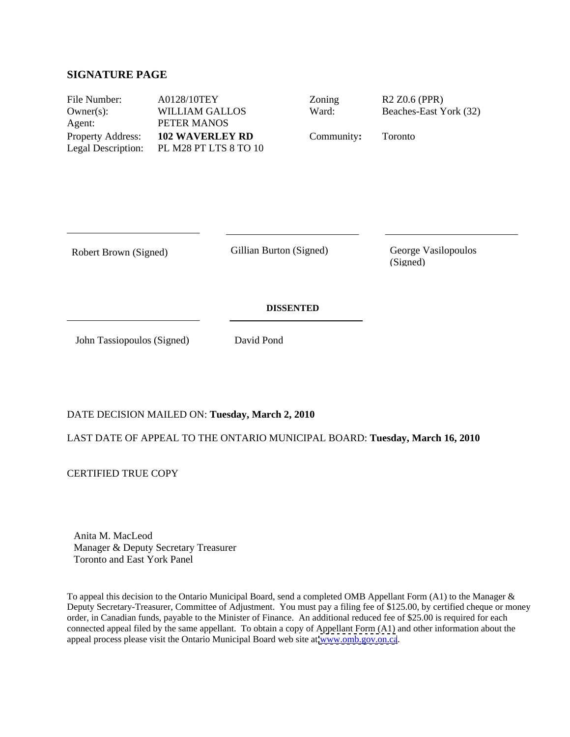## SIGNATURE PAGE

| | | | |
|---|---|---|---|
| File Number: | A0128/10TEY | Zoning | R2 Z0.6 (PPR) |
| Owner(s): | WILLIAM GALLOS | Ward: | Beaches-East York (32) |
| Agent: | PETER MANOS | | |
| Property Address: | **102 WAVERLEY RD** | Community**:** | Toronto |
| Legal Description: | PL M28 PT LTS 8 TO 10 | | |

| | | |
|---|---|---|
| Robert Brown (Signed) | Gillian Burton (Signed) | George Vasilopoulos (Signed) |
| | **DISSENTED** | |
| John Tassiopoulos (Signed) | David Pond | |

DATE DECISION MAILED ON: **Tuesday, March 2, 2010**

LAST DATE OF APPEAL TO THE ONTARIO MUNICIPAL BOARD: **Tuesday, March 16, 2010**

CERTIFIED TRUE COPY

Anita M. MacLeod
Manager & Deputy Secretary Treasurer
Toronto and East York Panel

To appeal this decision to the Ontario Municipal Board, send a completed OMB Appellant Form (A1) to the Manager & Deputy Secretary-Treasurer, Committee of Adjustment. You must pay a filing fee of $125.00, by certified cheque or money order, in Canadian funds, payable to the Minister of Finance. An additional reduced fee of $25.00 is required for each connected appeal filed by the same appellant. To obtain a copy of Appellant Form (A1) and other information about the appeal process please visit the Ontario Municipal Board web site at www.omb.gov.on.ca.